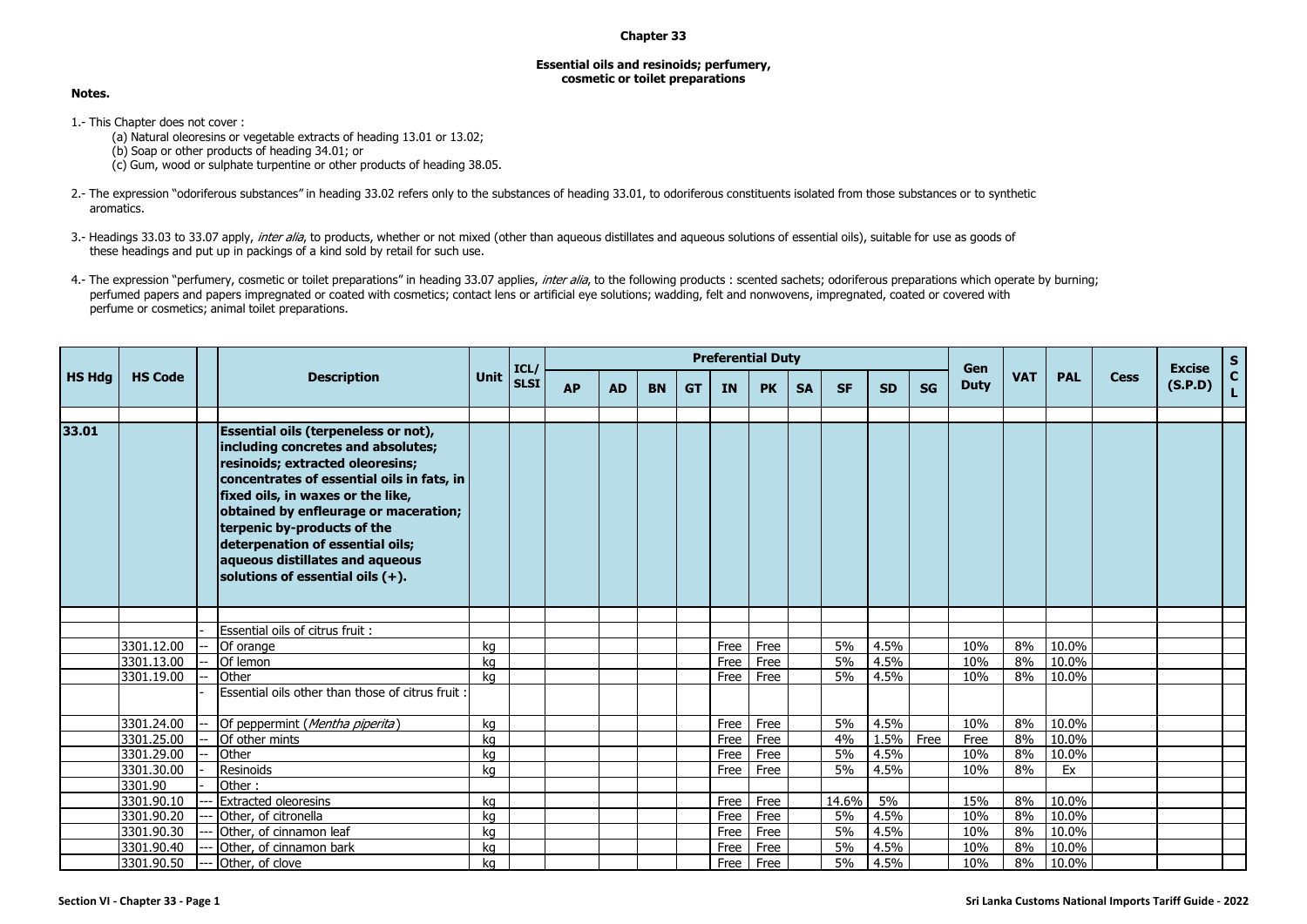# Chapter 33

## Essential oils and resinoids; perfumery, cosmetic or toilet preparations

**Notes.**

1.- This Chapter does not cover :
   (a) Natural oleoresins or vegetable extracts of heading 13.01 or 13.02;
   (b) Soap or other products of heading 34.01; or
   (c) Gum, wood or sulphate turpentine or other products of heading 38.05.

2.- The expression "odoriferous substances" in heading 33.02 refers only to the substances of heading 33.01, to odoriferous constituents isolated from those substances or to synthetic aromatics.

3.- Headings 33.03 to 33.07 apply, *inter alia*, to products, whether or not mixed (other than aqueous distillates and aqueous solutions of essential oils), suitable for use as goods of these headings and put up in packings of a kind sold by retail for such use.

4.- The expression "perfumery, cosmetic or toilet preparations" in heading 33.07 applies, *inter alia*, to the following products : scented sachets; odoriferous preparations which operate by burning; perfumed papers and papers impregnated or coated with cosmetics; contact lens or artificial eye solutions; wadding, felt and nonwovens, impregnated, coated or covered with perfume or cosmetics; animal toilet preparations.

| HS Hdg | HS Code | | Description | Unit | ICL/ SLSI | Preferential Duty | | | | | | | | | | Gen Duty | VAT | PAL | Cess | Excise (S.P.D) | SCL |
|---|---|---|---|---|---|---|---|---|---|---|---|---|---|---|---|---|---|---|---|---|---|
| | | | | | | AP | AD | BN | GT | IN | PK | SA | SF | SD | SG | | | | | | |
| **33.01** | | | **Essential oils (terpeneless or not), including concretes and absolutes; resinoids; extracted oleoresins; concentrates of essential oils in fats, in fixed oils, in waxes or the like, obtained by enfleurage or maceration; terpenic by-products of the deterpenation of essential oils; aqueous distillates and aqueous solutions of essential oils (+).** | | | | | | | | | | | | | | | | | | |
| | | - | Essential oils of citrus fruit : | | | | | | | | | | | | | | | | | | |
| | 3301.12.00 | -- | Of orange | kg | | | | | | Free | Free | | 5% | 4.5% | | 10% | 8% | 10.0% | | | |
| | 3301.13.00 | -- | Of lemon | kg | | | | | | Free | Free | | 5% | 4.5% | | 10% | 8% | 10.0% | | | |
| | 3301.19.00 | -- | Other | kg | | | | | | Free | Free | | 5% | 4.5% | | 10% | 8% | 10.0% | | | |
| | | - | Essential oils other than those of citrus fruit : | | | | | | | | | | | | | | | | | | |
| | 3301.24.00 | -- | Of peppermint (*Mentha piperita*) | kg | | | | | | Free | Free | | 5% | 4.5% | | 10% | 8% | 10.0% | | | |
| | 3301.25.00 | -- | Of other mints | kg | | | | | | Free | Free | | 4% | 1.5% | Free | Free | 8% | 10.0% | | | |
| | 3301.29.00 | -- | Other | kg | | | | | | Free | Free | | 5% | 4.5% | | 10% | 8% | 10.0% | | | |
| | 3301.30.00 | - | Resinoids | kg | | | | | | Free | Free | | 5% | 4.5% | | 10% | 8% | Ex | | | |
| | 3301.90 | - | Other : | | | | | | | | | | | | | | | | | | |
| | 3301.90.10 | --- | Extracted oleoresins | kg | | | | | | Free | Free | | 14.6% | 5% | | 15% | 8% | 10.0% | | | |
| | 3301.90.20 | --- | Other, of citronella | kg | | | | | | Free | Free | | 5% | 4.5% | | 10% | 8% | 10.0% | | | |
| | 3301.90.30 | --- | Other, of cinnamon leaf | kg | | | | | | Free | Free | | 5% | 4.5% | | 10% | 8% | 10.0% | | | |
| | 3301.90.40 | --- | Other, of cinnamon bark | kg | | | | | | Free | Free | | 5% | 4.5% | | 10% | 8% | 10.0% | | | |
| | 3301.90.50 | --- | Other, of clove | kg | | | | | | Free | Free | | 5% | 4.5% | | 10% | 8% | 10.0% | | | |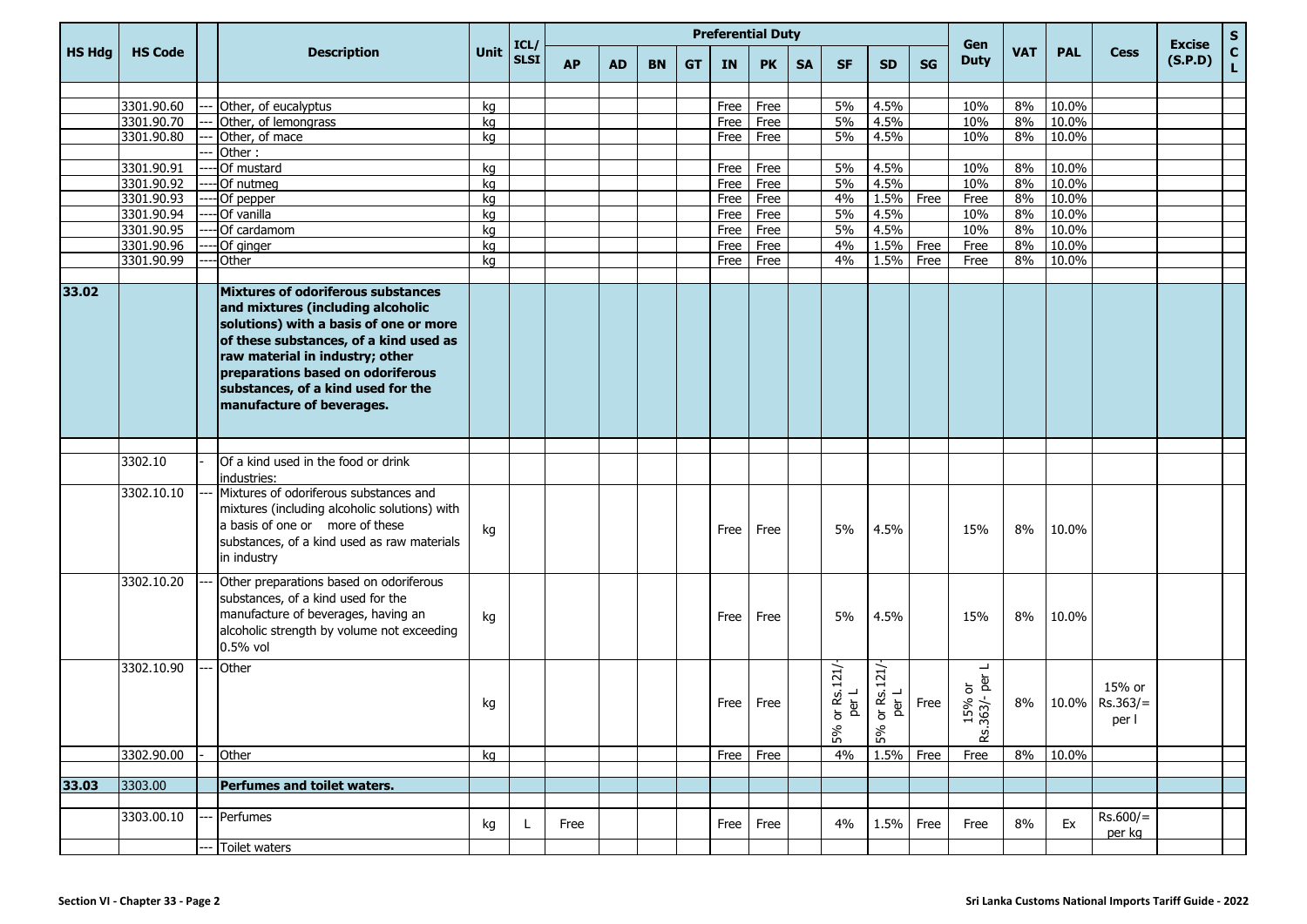| HS Hdg | HS Code | | Description | Unit | ICL/ SLSI | Preferential Duty | | | | | | | | | | Gen Duty | VAT | PAL | Cess | Excise (S.P.D) | S C L |
|---|---|---|---|---|---|---|---|---|---|---|---|---|---|---|---|---|---|---|---|---|---|
| | | | | | | AP | AD | BN | GT | IN | PK | SA | SF | SD | SG | | | | | | |
| | | | | | | | | | | | | | | | | | | | | | |
| | 3301.90.60 | --- | Other, of eucalyptus | kg | | | | | | Free | Free | | 5% | 4.5% | | 10% | 8% | 10.0% | | | |
| | 3301.90.70 | --- | Other, of lemongrass | kg | | | | | | Free | Free | | 5% | 4.5% | | 10% | 8% | 10.0% | | | |
| | 3301.90.80 | --- | Other, of mace | kg | | | | | | Free | Free | | 5% | 4.5% | | 10% | 8% | 10.0% | | | |
| | | --- | Other : | | | | | | | | | | | | | | | | | | |
| | 3301.90.91 | ---- | Of mustard | kg | | | | | | Free | Free | | 5% | 4.5% | | 10% | 8% | 10.0% | | | |
| | 3301.90.92 | ---- | Of nutmeg | kg | | | | | | Free | Free | | 5% | 4.5% | | 10% | 8% | 10.0% | | | |
| | 3301.90.93 | ---- | Of pepper | kg | | | | | | Free | Free | | 4% | 1.5% | Free | Free | 8% | 10.0% | | | |
| | 3301.90.94 | ---- | Of vanilla | kg | | | | | | Free | Free | | 5% | 4.5% | | 10% | 8% | 10.0% | | | |
| | 3301.90.95 | ---- | Of cardamom | kg | | | | | | Free | Free | | 5% | 4.5% | | 10% | 8% | 10.0% | | | |
| | 3301.90.96 | ---- | Of ginger | kg | | | | | | Free | Free | | 4% | 1.5% | Free | Free | 8% | 10.0% | | | |
| | 3301.90.99 | ---- | Other | kg | | | | | | Free | Free | | 4% | 1.5% | Free | Free | 8% | 10.0% | | | |
| | | | | | | | | | | | | | | | | | | | | | |
| **33.02** | | | **Mixtures of odoriferous substances and mixtures (including alcoholic solutions) with a basis of one or more of these substances, of a kind used as raw material in industry; other preparations based on odoriferous substances, of a kind used for the manufacture of beverages.** | | | | | | | | | | | | | | | | | | |
| | | | | | | | | | | | | | | | | | | | | | |
| | 3302.10 | - | Of a kind used in the food or drink industries: | | | | | | | | | | | | | | | | | | |
| | 3302.10.10 | --- | Mixtures of odoriferous substances and mixtures (including alcoholic solutions) with a basis of one or more of these substances, of a kind used as raw materials in industry | kg | | | | | | Free | Free | | 5% | 4.5% | | 15% | 8% | 10.0% | | | |
| | 3302.10.20 | --- | Other preparations based on odoriferous substances, of a kind used for the manufacture of beverages, having an alcoholic strength by volume not exceeding 0.5% vol | kg | | | | | | Free | Free | | 5% | 4.5% | | 15% | 8% | 10.0% | | | |
| | 3302.10.90 | --- | Other | kg | | | | | | Free | Free | | 5% or Rs.121/- per L | 5% or Rs.121/- per L | Free | 15% or Rs.363/- per L | 8% | 10.0% | 15% or Rs.363/= per l | | |
| | 3302.90.00 | - | Other | kg | | | | | | Free | Free | | 4% | 1.5% | Free | Free | 8% | 10.0% | | | |
| | | | | | | | | | | | | | | | | | | | | | |
| **33.03** | 3303.00 | | **Perfumes and toilet waters.** | | | | | | | | | | | | | | | | | | |
| | | | | | | | | | | | | | | | | | | | | | |
| | 3303.00.10 | --- | Perfumes | kg | L | Free | | | | Free | Free | | 4% | 1.5% | Free | Free | 8% | Ex | Rs.600/= per kg | | |
| | | --- | Toilet waters | | | | | | | | | | | | | | | | | | |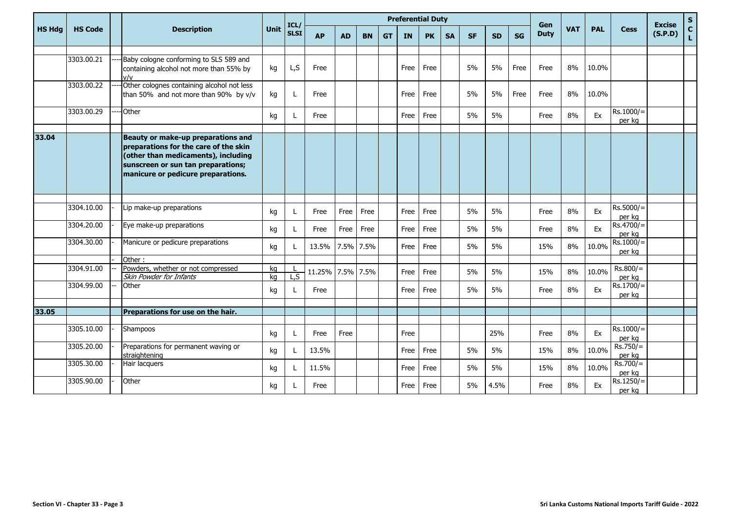| HS Hdg | HS Code | | Description | Unit | ICL/ SLSI | Preferential Duty | | | | | | | | | | Gen Duty | VAT | PAL | Cess | Excise (S.P.D) | S C L |
|---|---|---|---|---|---|---|---|---|---|---|---|---|---|---|---|---|---|---|---|---|---|
| | | | | | | AP | AD | BN | GT | IN | PK | SA | SF | SD | SG | | | | | | |
| | | | | | | | | | | | | | | | | | | | | | |
| | 3303.00.21 | ---- | Baby cologne conforming to SLS 589 and containing alcohol not more than 55% by v/v | kg | L,S | Free | | | | Free | Free | | 5% | 5% | Free | Free | 8% | 10.0% | | | |
| | 3303.00.22 | ---- | Other colognes containing alcohol not less than 50% and not more than 90% by v/v | kg | L | Free | | | | Free | Free | | 5% | 5% | Free | Free | 8% | 10.0% | | | |
| | 3303.00.29 | ---- | Other | kg | L | Free | | | | Free | Free | | 5% | 5% | | Free | 8% | Ex | Rs.1000/= per kg | | |
| | | | | | | | | | | | | | | | | | | | | | |
| **33.04** | | | **Beauty or make-up preparations and preparations for the care of the skin (other than medicaments), including sunscreen or sun tan preparations; manicure or pedicure preparations.** | | | | | | | | | | | | | | | | | | |
| | | | | | | | | | | | | | | | | | | | | | |
| | 3304.10.00 | - | Lip make-up preparations | kg | L | Free | Free | Free | | Free | Free | | 5% | 5% | | Free | 8% | Ex | Rs.5000/= per kg | | |
| | 3304.20.00 | - | Eye make-up preparations | kg | L | Free | Free | Free | | Free | Free | | 5% | 5% | | Free | 8% | Ex | Rs.4700/= per kg | | |
| | 3304.30.00 | - | Manicure or pedicure preparations | kg | L | 13.5% | 7.5% | 7.5% | | Free | Free | | 5% | 5% | | 15% | 8% | 10.0% | Rs.1000/= per kg | | |
| | | - | Other : | | | | | | | | | | | | | | | | | | |
| | 3304.91.00 | -- | Powders, whether or not compressed<br>*Skin Powder for Infants* | kg<br>kg | L<br>L,S | 11.25% | 7.5% | 7.5% | | Free | Free | | 5% | 5% | | 15% | 8% | 10.0% | Rs.800/= per kg | | |
| | 3304.99.00 | -- | Other | kg | L | Free | | | | Free | Free | | 5% | 5% | | Free | 8% | Ex | Rs.1700/= per kg | | |
| | | | | | | | | | | | | | | | | | | | | | |
| **33.05** | | | **Preparations for use on the hair.** | | | | | | | | | | | | | | | | | | |
| | | | | | | | | | | | | | | | | | | | | | |
| | 3305.10.00 | - | Shampoos | kg | L | Free | Free | | | Free | | | | 25% | | Free | 8% | Ex | Rs.1000/= per kg | | |
| | 3305.20.00 | - | Preparations for permanent waving or straightening | kg | L | 13.5% | | | | Free | Free | | 5% | 5% | | 15% | 8% | 10.0% | Rs.750/= per kg | | |
| | 3305.30.00 | - | Hair lacquers | kg | L | 11.5% | | | | Free | Free | | 5% | 5% | | 15% | 8% | 10.0% | Rs.700/= per kg | | |
| | 3305.90.00 | - | Other | kg | L | Free | | | | Free | Free | | 5% | 4.5% | | Free | 8% | Ex | Rs.1250/= per kg | | |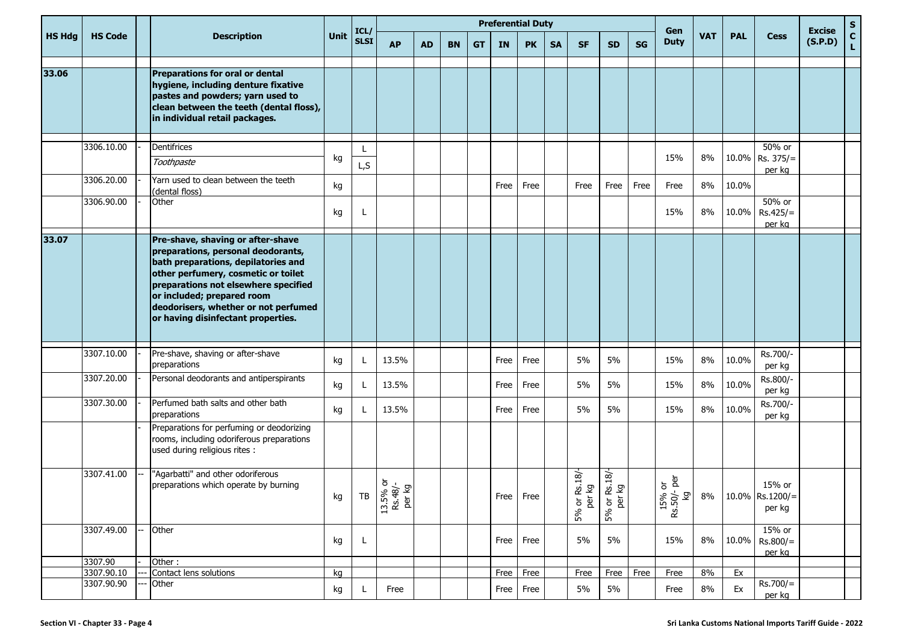| HS Hdg | HS Code | | Description | Unit | ICL/ SLSI | Preferential Duty | | | | | | | | | | Gen Duty | VAT | PAL | Cess | Excise (S.P.D) | S C L |
|---|---|---|---|---|---|---|---|---|---|---|---|---|---|---|---|---|---|---|---|---|---|
| | | | | | | AP | AD | BN | GT | IN | PK | SA | SF | SD | SG | | | | | | |
| **33.06** | | | **Preparations for oral or dental hygiene, including denture fixative pastes and powders; yarn used to clean between the teeth (dental floss), in individual retail packages.** | | | | | | | | | | | | | | | | | | |
| | 3306.10.00 | - | Dentifrices | kg | L | | | | | | | | | | | 15% | 8% | 10.0% | 50% or Rs. 375/= per kg | | |
| | | | *Toothpaste* | | L,S | | | | | | | | | | | | | | | | |
| | 3306.20.00 | - | Yarn used to clean between the teeth (dental floss) | kg | | | | | | Free | Free | | Free | Free | Free | Free | 8% | 10.0% | | | |
| | 3306.90.00 | - | Other | kg | L | | | | | | | | | | | 15% | 8% | 10.0% | 50% or Rs.425/= per kg | | |
| **33.07** | | | **Pre-shave, shaving or after-shave preparations, personal deodorants, bath preparations, depilatories and other perfumery, cosmetic or toilet preparations not elsewhere specified or included; prepared room deodorisers, whether or not perfumed or having disinfectant properties.** | | | | | | | | | | | | | | | | | | |
| | 3307.10.00 | - | Pre-shave, shaving or after-shave preparations | kg | L | 13.5% | | | | Free | Free | | 5% | 5% | | 15% | 8% | 10.0% | Rs.700/- per kg | | |
| | 3307.20.00 | - | Personal deodorants and antiperspirants | kg | L | 13.5% | | | | Free | Free | | 5% | 5% | | 15% | 8% | 10.0% | Rs.800/- per kg | | |
| | 3307.30.00 | - | Perfumed bath salts and other bath preparations | kg | L | 13.5% | | | | Free | Free | | 5% | 5% | | 15% | 8% | 10.0% | Rs.700/- per kg | | |
| | | - | Preparations for perfuming or deodorizing rooms, including odoriferous preparations used during religious rites : | | | | | | | | | | | | | | | | | | |
| | 3307.41.00 | -- | "Agarbatti" and other odoriferous preparations which operate by burning | kg | TB | 13.5% or Rs.48/- per kg | | | | Free | Free | | 5% or Rs.18/- per kg | 5% or Rs.18/- per kg | | 15% or Rs.50/- per kg | 8% | 10.0% | 15% or Rs.1200/= per kg | | |
| | 3307.49.00 | -- | Other | kg | L | | | | | Free | Free | | 5% | 5% | | 15% | 8% | 10.0% | 15% or Rs.800/= per kg | | |
| | 3307.90 | - | Other : | | | | | | | | | | | | | | | | | | |
| | 3307.90.10 | --- | Contact lens solutions | kg | | | | | | Free | Free | | Free | Free | Free | Free | 8% | Ex | | | |
| | 3307.90.90 | --- | Other | kg | L | Free | | | | Free | Free | | 5% | 5% | | Free | 8% | Ex | Rs.700/= per kg | | |